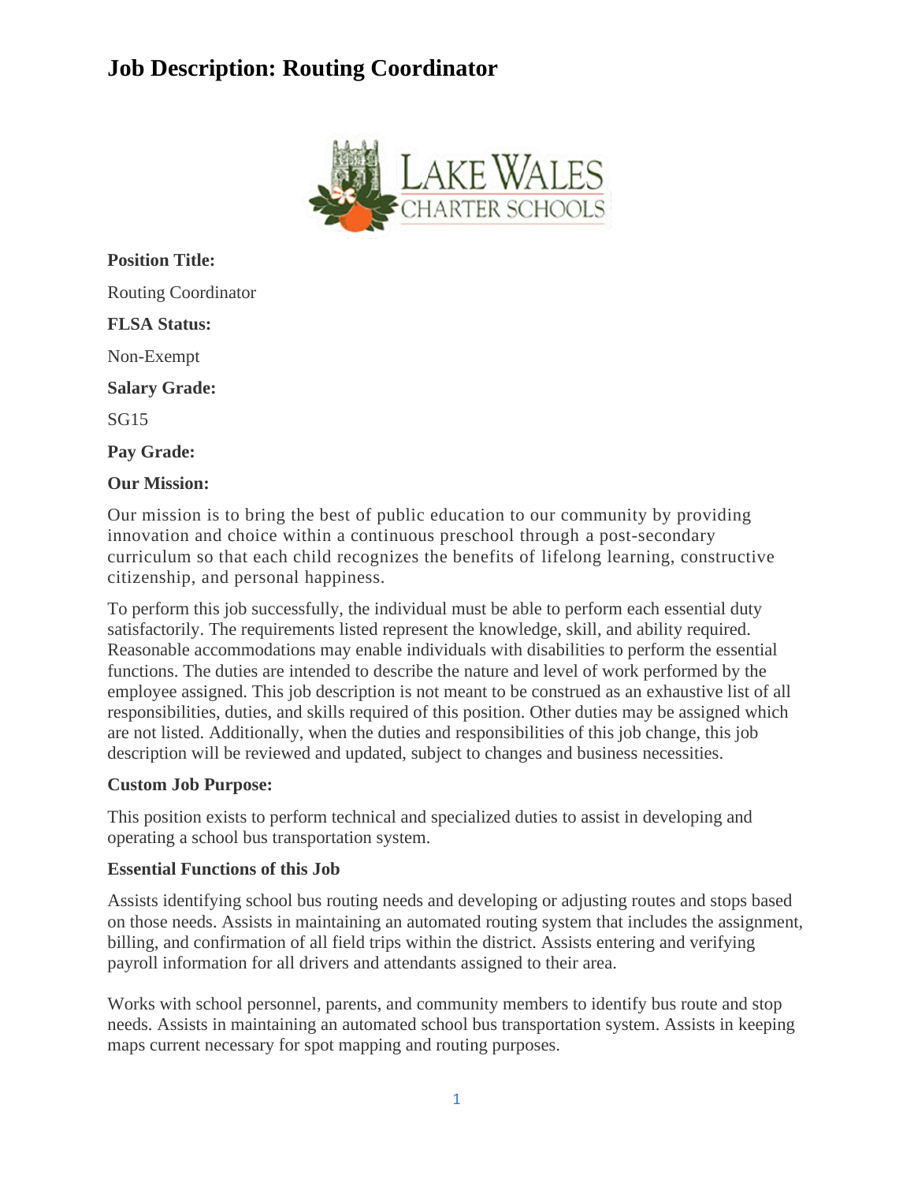# Job Description: Routing Coordinator

**Position Title:**

Routing Coordinator

**FLSA Status:**

Non-Exempt

**Salary Grade:**

SG15

**Pay Grade:**

**Our Mission:**

Our mission is to bring the best of public education to our community by providing innovation and choice within a continuous preschool through a post-secondary curriculum so that each child recognizes the benefits of lifelong learning, constructive citizenship, and personal happiness.

To perform this job successfully, the individual must be able to perform each essential duty satisfactorily. The requirements listed represent the knowledge, skill, and ability required. Reasonable accommodations may enable individuals with disabilities to perform the essential functions. The duties are intended to describe the nature and level of work performed by the employee assigned. This job description is not meant to be construed as an exhaustive list of all responsibilities, duties, and skills required of this position. Other duties may be assigned which are not listed. Additionally, when the duties and responsibilities of this job change, this job description will be reviewed and updated, subject to changes and business necessities.

**Custom Job Purpose:**

This position exists to perform technical and specialized duties to assist in developing and operating a school bus transportation system.

**Essential Functions of this Job**

Assists identifying school bus routing needs and developing or adjusting routes and stops based on those needs. Assists in maintaining an automated routing system that includes the assignment, billing, and confirmation of all field trips within the district. Assists entering and verifying payroll information for all drivers and attendants assigned to their area.

Works with school personnel, parents, and community members to identify bus route and stop needs. Assists in maintaining an automated school bus transportation system. Assists in keeping maps current necessary for spot mapping and routing purposes.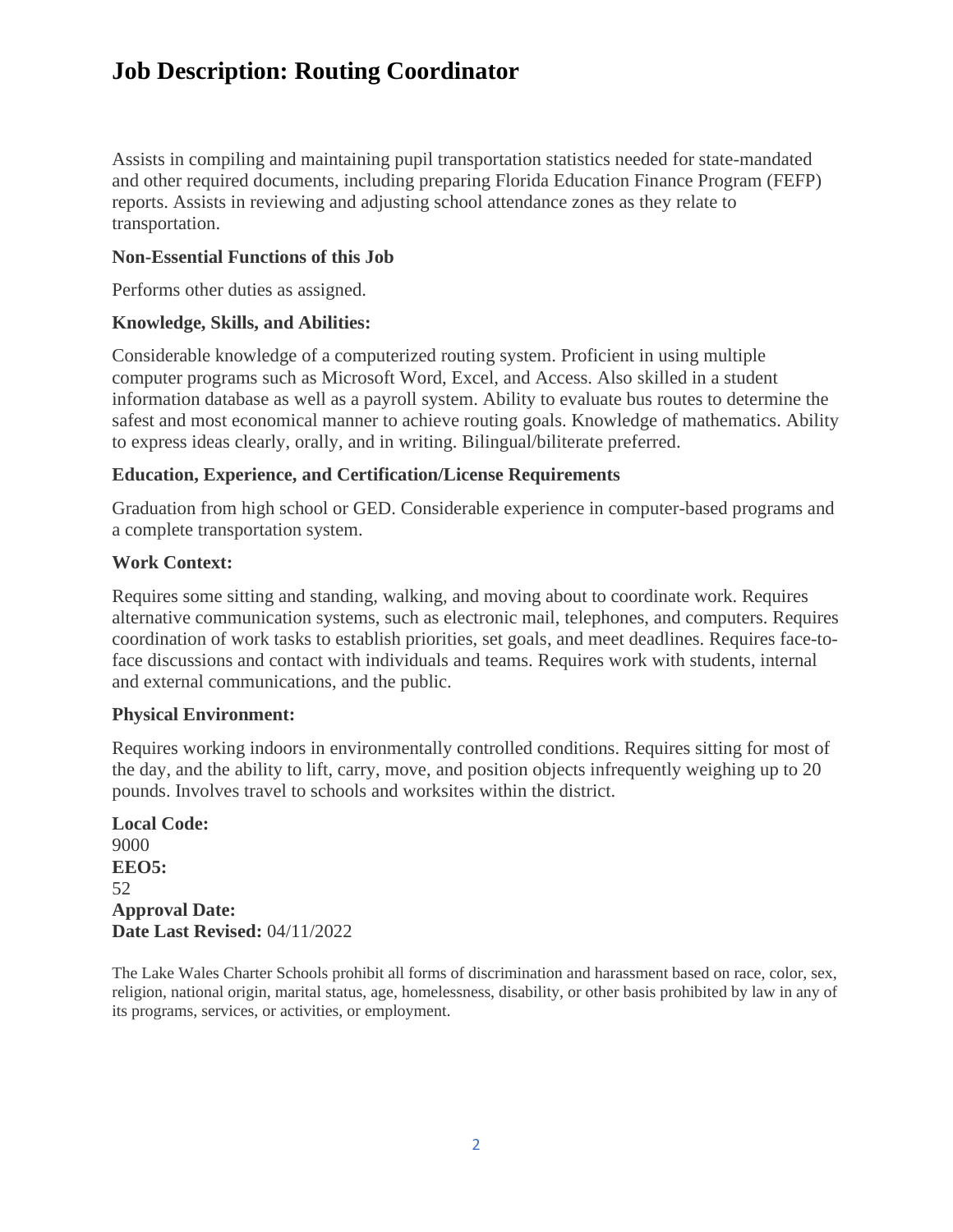# Job Description: Routing Coordinator

Assists in compiling and maintaining pupil transportation statistics needed for state-mandated and other required documents, including preparing Florida Education Finance Program (FEFP) reports. Assists in reviewing and adjusting school attendance zones as they relate to transportation.

**Non-Essential Functions of this Job**

Performs other duties as assigned.

**Knowledge, Skills, and Abilities:**

Considerable knowledge of a computerized routing system. Proficient in using multiple computer programs such as Microsoft Word, Excel, and Access. Also skilled in a student information database as well as a payroll system. Ability to evaluate bus routes to determine the safest and most economical manner to achieve routing goals. Knowledge of mathematics. Ability to express ideas clearly, orally, and in writing. Bilingual/biliterate preferred.

**Education, Experience, and Certification/License Requirements**

Graduation from high school or GED. Considerable experience in computer-based programs and a complete transportation system.

**Work Context:**

Requires some sitting and standing, walking, and moving about to coordinate work. Requires alternative communication systems, such as electronic mail, telephones, and computers. Requires coordination of work tasks to establish priorities, set goals, and meet deadlines. Requires face-to-face discussions and contact with individuals and teams. Requires work with students, internal and external communications, and the public.

**Physical Environment:**

Requires working indoors in environmentally controlled conditions. Requires sitting for most of the day, and the ability to lift, carry, move, and position objects infrequently weighing up to 20 pounds. Involves travel to schools and worksites within the district.

**Local Code:**
9000
**EEO5:**
52
**Approval Date:**
**Date Last Revised:** 04/11/2022

The Lake Wales Charter Schools prohibit all forms of discrimination and harassment based on race, color, sex, religion, national origin, marital status, age, homelessness, disability, or other basis prohibited by law in any of its programs, services, or activities, or employment.